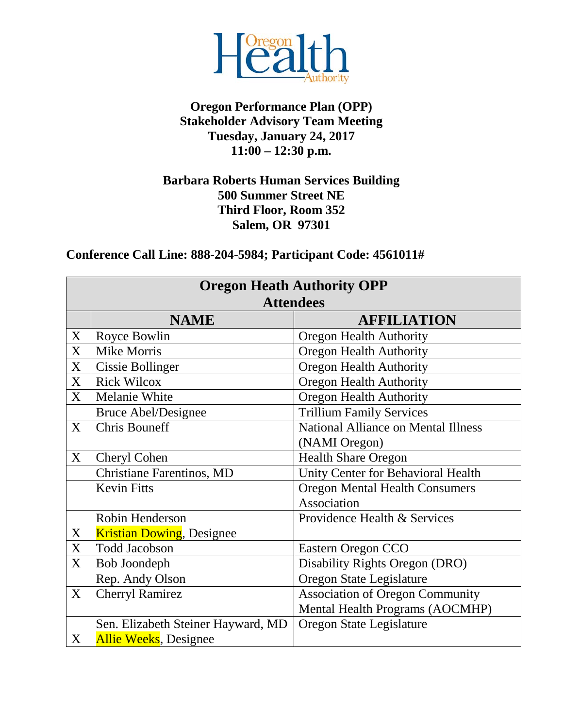**Oregon Performance Plan (OPP)**
**Stakeholder Advisory Team Meeting**
**Tuesday, January 24, 2017**
**11:00 – 12:30 p.m.**

**Barbara Roberts Human Services Building**
**500 Summer Street NE**
**Third Floor, Room 352**
**Salem, OR 97301**

**Conference Call Line: 888-204-5984; Participant Code: 4561011#**

| Oregon Heath Authority OPP Attendees | | |
|---|---|---|
| | **NAME** | **AFFILIATION** |
| X | Royce Bowlin | Oregon Health Authority |
| X | Mike Morris | Oregon Health Authority |
| X | Cissie Bollinger | Oregon Health Authority |
| X | Rick Wilcox | Oregon Health Authority |
| X | Melanie White | Oregon Health Authority |
| | Bruce Abel/Designee | Trillium Family Services |
| X | Chris Bouneff | National Alliance on Mental Illness (NAMI Oregon) |
| X | Cheryl Cohen | Health Share Oregon |
| | Christiane Farentinos, MD | Unity Center for Behavioral Health |
| | Kevin Fitts | Oregon Mental Health Consumers Association |
| X | Robin Henderson<br>Kristian Dowing, Designee | Providence Health & Services |
| X | Todd Jacobson | Eastern Oregon CCO |
| X | Bob Joondeph | Disability Rights Oregon (DRO) |
| | Rep. Andy Olson | Oregon State Legislature |
| X | Cherryl Ramirez | Association of Oregon Community Mental Health Programs (AOCMHP) |
| X | Sen. Elizabeth Steiner Hayward, MD<br>Allie Weeks, Designee | Oregon State Legislature |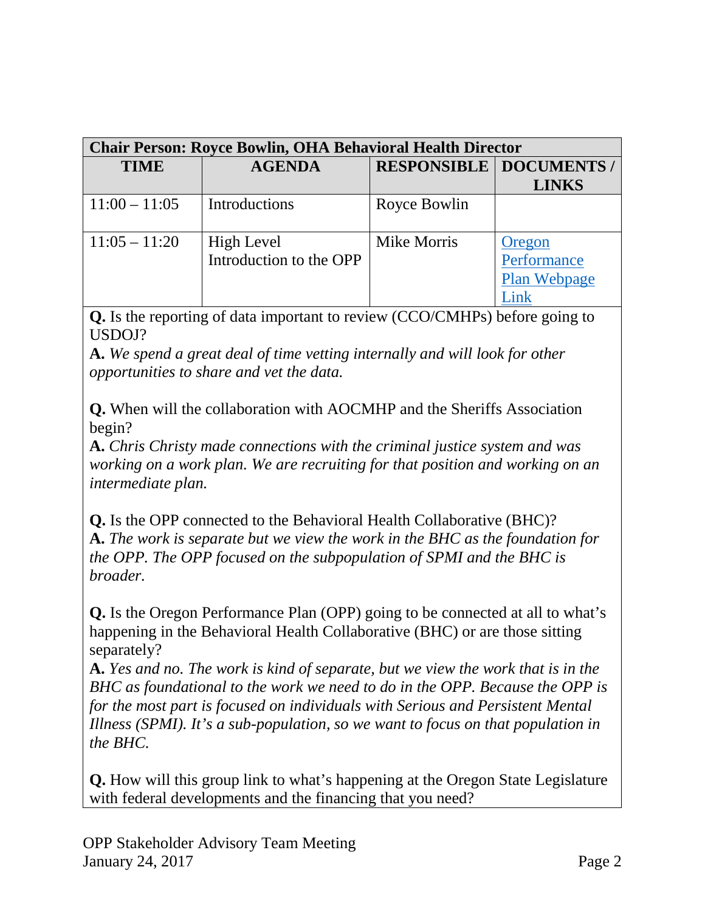| Chair Person: Royce Bowlin, OHA Behavioral Health Director | | | |
|---|---|---|---|
| **TIME** | **AGENDA** | **RESPONSIBLE** | **DOCUMENTS / LINKS** |
| 11:00 – 11:05 | Introductions | Royce Bowlin | |
| 11:05 – 11:20 | High Level Introduction to the OPP | Mike Morris | [Oregon Performance Plan Webpage Link]() |

**Q.** Is the reporting of data important to review (CCO/CMHPs) before going to USDOJ?
**A.** *We spend a great deal of time vetting internally and will look for other opportunities to share and vet the data.*

**Q.** When will the collaboration with AOCMHP and the Sheriffs Association begin?
**A.** *Chris Christy made connections with the criminal justice system and was working on a work plan. We are recruiting for that position and working on an intermediate plan.*

**Q.** Is the OPP connected to the Behavioral Health Collaborative (BHC)?
**A.** *The work is separate but we view the work in the BHC as the foundation for the OPP. The OPP focused on the subpopulation of SPMI and the BHC is broader.*

**Q.** Is the Oregon Performance Plan (OPP) going to be connected at all to what's happening in the Behavioral Health Collaborative (BHC) or are those sitting separately?
**A.** *Yes and no. The work is kind of separate, but we view the work that is in the BHC as foundational to the work we need to do in the OPP. Because the OPP is for the most part is focused on individuals with Serious and Persistent Mental Illness (SPMI). It's a sub-population, so we want to focus on that population in the BHC.*

**Q.** How will this group link to what's happening at the Oregon State Legislature with federal developments and the financing that you need?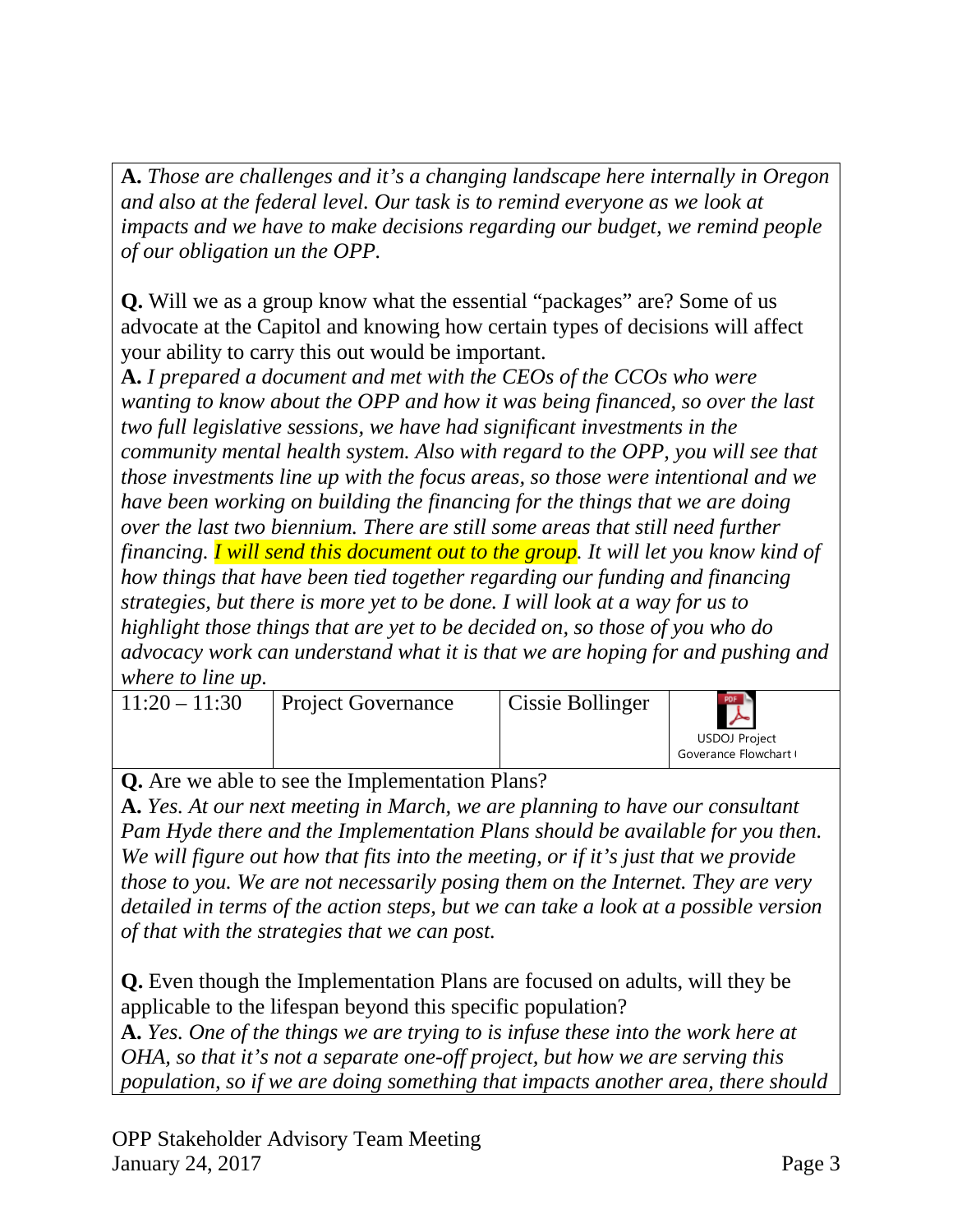**A.** *Those are challenges and it's a changing landscape here internally in Oregon and also at the federal level. Our task is to remind everyone as we look at impacts and we have to make decisions regarding our budget, we remind people of our obligation un the OPP.*

**Q.** Will we as a group know what the essential "packages" are? Some of us advocate at the Capitol and knowing how certain types of decisions will affect your ability to carry this out would be important.

**A.** *I prepared a document and met with the CEOs of the CCOs who were wanting to know about the OPP and how it was being financed, so over the last two full legislative sessions, we have had significant investments in the community mental health system. Also with regard to the OPP, you will see that those investments line up with the focus areas, so those were intentional and we have been working on building the financing for the things that we are doing over the last two biennium. There are still some areas that still need further financing. I will send this document out to the group. It will let you know kind of how things that have been tied together regarding our funding and financing strategies, but there is more yet to be done. I will look at a way for us to highlight those things that are yet to be decided on, so those of you who do advocacy work can understand what it is that we are hoping for and pushing and where to line up.*

| 11:20 – 11:30 | Project Governance | Cissie Bollinger | USDOJ Project Goverance Flowchart |
|---|---|---|---|

**Q.** Are we able to see the Implementation Plans?

**A.** *Yes. At our next meeting in March, we are planning to have our consultant Pam Hyde there and the Implementation Plans should be available for you then. We will figure out how that fits into the meeting, or if it's just that we provide those to you. We are not necessarily posing them on the Internet. They are very detailed in terms of the action steps, but we can take a look at a possible version of that with the strategies that we can post.*

**Q.** Even though the Implementation Plans are focused on adults, will they be applicable to the lifespan beyond this specific population?

**A.** *Yes. One of the things we are trying to is infuse these into the work here at OHA, so that it's not a separate one-off project, but how we are serving this population, so if we are doing something that impacts another area, there should*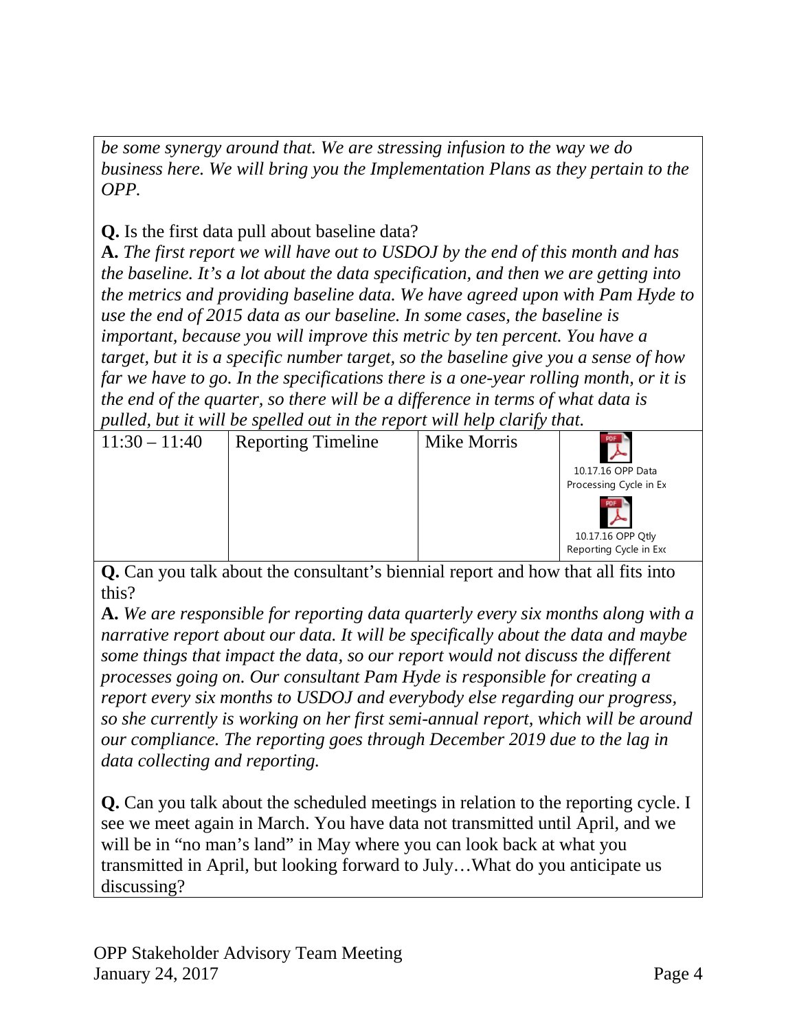*be some synergy around that. We are stressing infusion to the way we do business here. We will bring you the Implementation Plans as they pertain to the OPP.*

**Q.** Is the first data pull about baseline data?

**A.** *The first report we will have out to USDOJ by the end of this month and has the baseline. It's a lot about the data specification, and then we are getting into the metrics and providing baseline data. We have agreed upon with Pam Hyde to use the end of 2015 data as our baseline. In some cases, the baseline is important, because you will improve this metric by ten percent. You have a target, but it is a specific number target, so the baseline give you a sense of how far we have to go. In the specifications there is a one-year rolling month, or it is the end of the quarter, so there will be a difference in terms of what data is pulled, but it will be spelled out in the report will help clarify that.*

| 11:30 – 11:40 | Reporting Timeline | Mike Morris | 10.17.16 OPP Data Processing Cycle in Ex<br>10.17.16 OPP Qtly Reporting Cycle in Exc |
|---|---|---|---|

**Q.** Can you talk about the consultant's biennial report and how that all fits into this?

**A.** *We are responsible for reporting data quarterly every six months along with a narrative report about our data. It will be specifically about the data and maybe some things that impact the data, so our report would not discuss the different processes going on. Our consultant Pam Hyde is responsible for creating a report every six months to USDOJ and everybody else regarding our progress, so she currently is working on her first semi-annual report, which will be around our compliance. The reporting goes through December 2019 due to the lag in data collecting and reporting.*

**Q.** Can you talk about the scheduled meetings in relation to the reporting cycle. I see we meet again in March. You have data not transmitted until April, and we will be in "no man's land" in May where you can look back at what you transmitted in April, but looking forward to July…What do you anticipate us discussing?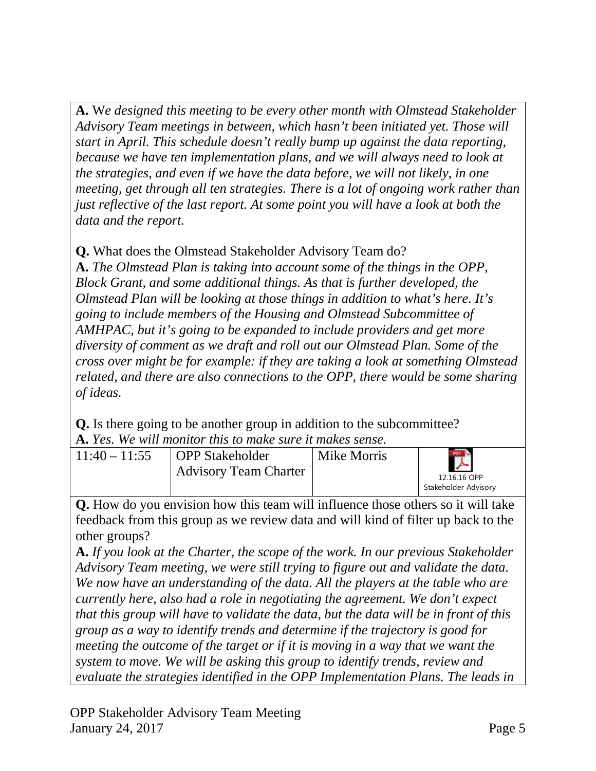**A.** *We designed this meeting to be every other month with Olmstead Stakeholder Advisory Team meetings in between, which hasn't been initiated yet. Those will start in April. This schedule doesn't really bump up against the data reporting, because we have ten implementation plans, and we will always need to look at the strategies, and even if we have the data before, we will not likely, in one meeting, get through all ten strategies. There is a lot of ongoing work rather than just reflective of the last report. At some point you will have a look at both the data and the report.*

**Q.** What does the Olmstead Stakeholder Advisory Team do?

**A.** *The Olmstead Plan is taking into account some of the things in the OPP, Block Grant, and some additional things. As that is further developed, the Olmstead Plan will be looking at those things in addition to what's here. It's going to include members of the Housing and Olmstead Subcommittee of AMHPAC, but it's going to be expanded to include providers and get more diversity of comment as we draft and roll out our Olmstead Plan. Some of the cross over might be for example: if they are taking a look at something Olmstead related, and there are also connections to the OPP, there would be some sharing of ideas.*

**Q.** Is there going to be another group in addition to the subcommittee?

**A.** *Yes. We will monitor this to make sure it makes sense.*

| 11:40 – 11:55 | OPP Stakeholder Advisory Team Charter | Mike Morris | 12.16.16 OPP Stakeholder Advisory |
|---|---|---|---|

**Q.** How do you envision how this team will influence those others so it will take feedback from this group as we review data and will kind of filter up back to the other groups?

**A.** *If you look at the Charter, the scope of the work. In our previous Stakeholder Advisory Team meeting, we were still trying to figure out and validate the data. We now have an understanding of the data. All the players at the table who are currently here, also had a role in negotiating the agreement. We don't expect that this group will have to validate the data, but the data will be in front of this group as a way to identify trends and determine if the trajectory is good for meeting the outcome of the target or if it is moving in a way that we want the system to move. We will be asking this group to identify trends, review and evaluate the strategies identified in the OPP Implementation Plans. The leads in*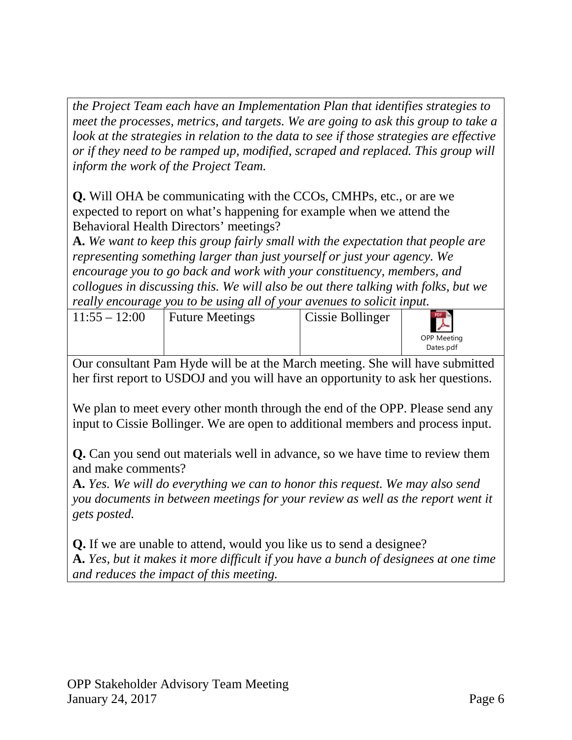*the Project Team each have an Implementation Plan that identifies strategies to meet the processes, metrics, and targets. We are going to ask this group to take a look at the strategies in relation to the data to see if those strategies are effective or if they need to be ramped up, modified, scraped and replaced. This group will inform the work of the Project Team.*

**Q.** Will OHA be communicating with the CCOs, CMHPs, etc., or are we expected to report on what's happening for example when we attend the Behavioral Health Directors' meetings?
**A.** *We want to keep this group fairly small with the expectation that people are representing something larger than just yourself or just your agency. We encourage you to go back and work with your constituency, members, and collogues in discussing this. We will also be out there talking with folks, but we really encourage you to be using all of your avenues to solicit input.*

| | | | |
|---|---|---|---|
| 11:55 – 12:00 | Future Meetings | Cissie Bollinger | OPP Meeting Dates.pdf |

Our consultant Pam Hyde will be at the March meeting. She will have submitted her first report to USDOJ and you will have an opportunity to ask her questions.

We plan to meet every other month through the end of the OPP. Please send any input to Cissie Bollinger. We are open to additional members and process input.

**Q.** Can you send out materials well in advance, so we have time to review them and make comments?
**A.** *Yes. We will do everything we can to honor this request. We may also send you documents in between meetings for your review as well as the report went it gets posted.*

**Q.** If we are unable to attend, would you like us to send a designee?
**A.** *Yes, but it makes it more difficult if you have a bunch of designees at one time and reduces the impact of this meeting.*